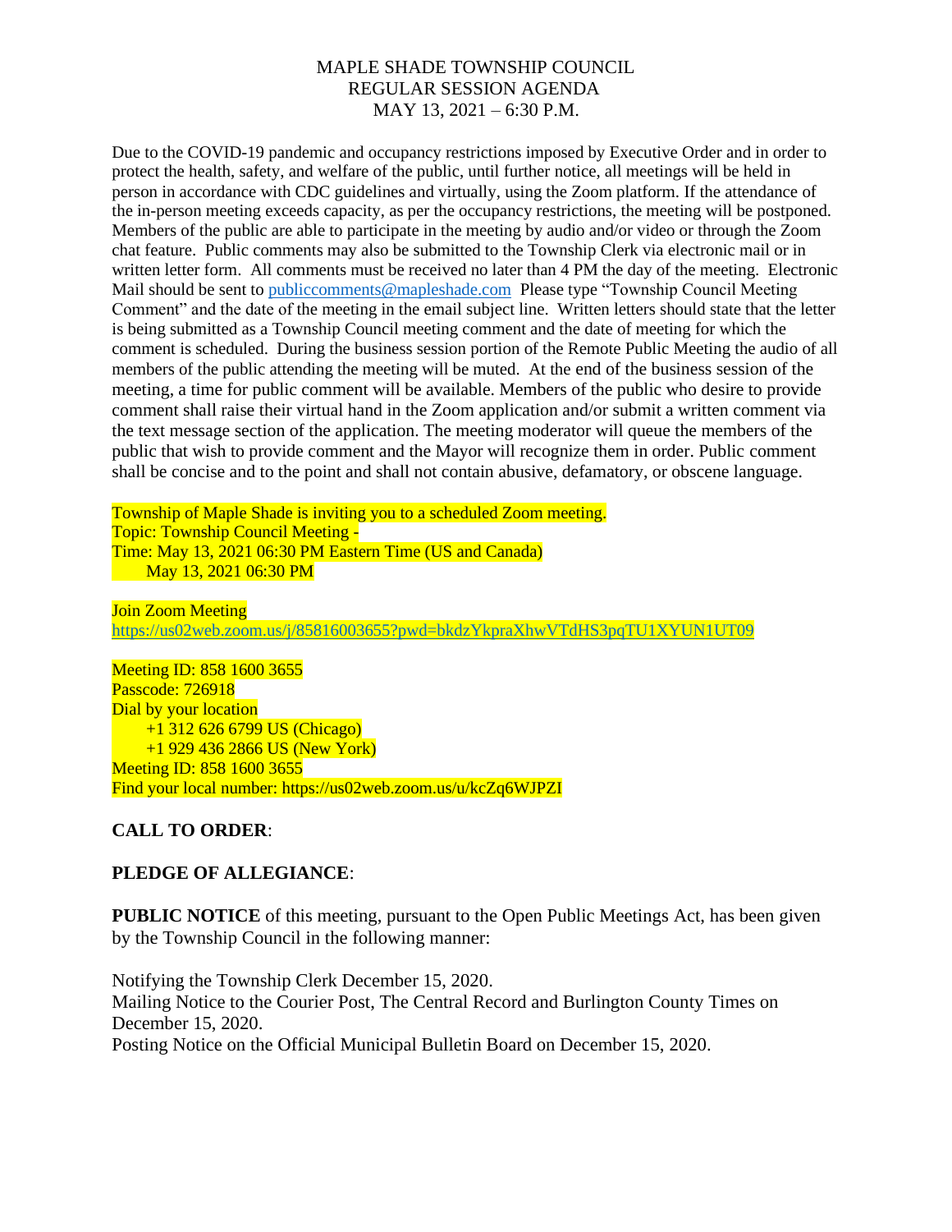# MAPLE SHADE TOWNSHIP COUNCIL
## REGULAR SESSION AGENDA
## MAY 13, 2021 – 6:30 P.M.

Due to the COVID-19 pandemic and occupancy restrictions imposed by Executive Order and in order to protect the health, safety, and welfare of the public, until further notice, all meetings will be held in person in accordance with CDC guidelines and virtually, using the Zoom platform. If the attendance of the in-person meeting exceeds capacity, as per the occupancy restrictions, the meeting will be postponed. Members of the public are able to participate in the meeting by audio and/or video or through the Zoom chat feature. Public comments may also be submitted to the Township Clerk via electronic mail or in written letter form. All comments must be received no later than 4 PM the day of the meeting. Electronic Mail should be sent to publiccomments@mapleshade.com Please type "Township Council Meeting Comment" and the date of the meeting in the email subject line. Written letters should state that the letter is being submitted as a Township Council meeting comment and the date of meeting for which the comment is scheduled. During the business session portion of the Remote Public Meeting the audio of all members of the public attending the meeting will be muted. At the end of the business session of the meeting, a time for public comment will be available. Members of the public who desire to provide comment shall raise their virtual hand in the Zoom application and/or submit a written comment via the text message section of the application. The meeting moderator will queue the members of the public that wish to provide comment and the Mayor will recognize them in order. Public comment shall be concise and to the point and shall not contain abusive, defamatory, or obscene language.

Township of Maple Shade is inviting you to a scheduled Zoom meeting.
Topic: Township Council Meeting -
Time: May 13, 2021 06:30 PM Eastern Time (US and Canada)
May 13, 2021 06:30 PM

Join Zoom Meeting
https://us02web.zoom.us/j/85816003655?pwd=bkdzYkpraXhwVTdHS3pqTU1XYUN1UT09

Meeting ID: 858 1600 3655
Passcode: 726918
Dial by your location
+1 312 626 6799 US (Chicago)
+1 929 436 2866 US (New York)
Meeting ID: 858 1600 3655
Find your local number: https://us02web.zoom.us/u/kcZq6WJPZI

**CALL TO ORDER**:

**PLEDGE OF ALLEGIANCE**:

**PUBLIC NOTICE** of this meeting, pursuant to the Open Public Meetings Act, has been given by the Township Council in the following manner:

Notifying the Township Clerk December 15, 2020.
Mailing Notice to the Courier Post, The Central Record and Burlington County Times on December 15, 2020.
Posting Notice on the Official Municipal Bulletin Board on December 15, 2020.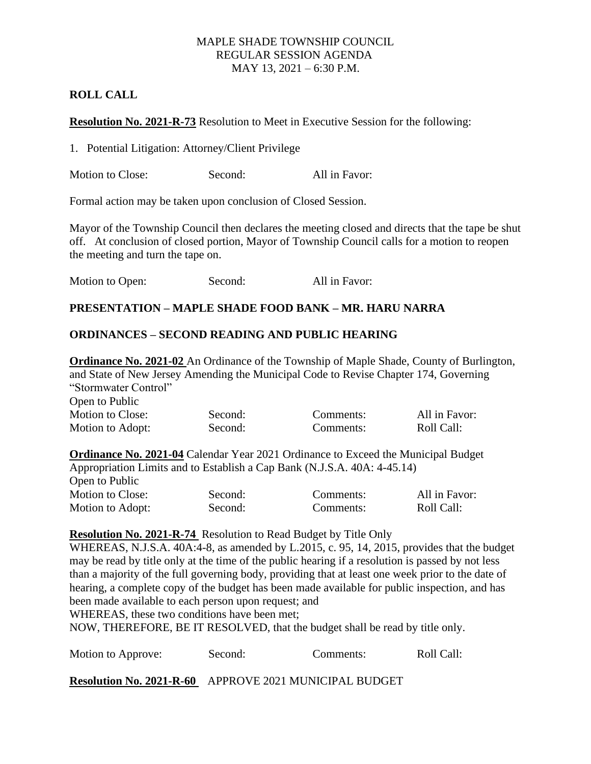MAPLE SHADE TOWNSHIP COUNCIL
REGULAR SESSION AGENDA
MAY 13, 2021 – 6:30 P.M.

**ROLL CALL**

**Resolution No. 2021-R-73** Resolution to Meet in Executive Session for the following:

1. Potential Litigation: Attorney/Client Privilege

| Motion to Close: | Second: | All in Favor: |
|---|---|---|

Formal action may be taken upon conclusion of Closed Session.

Mayor of the Township Council then declares the meeting closed and directs that the tape be shut off. At conclusion of closed portion, Mayor of Township Council calls for a motion to reopen the meeting and turn the tape on.

| Motion to Open: | Second: | All in Favor: |
|---|---|---|

**PRESENTATION – MAPLE SHADE FOOD BANK – MR. HARU NARRA**

**ORDINANCES – SECOND READING AND PUBLIC HEARING**

**Ordinance No. 2021-02** An Ordinance of the Township of Maple Shade, County of Burlington, and State of New Jersey Amending the Municipal Code to Revise Chapter 174, Governing "Stormwater Control"

Open to Public

| Motion to Close: | Second: | Comments: | All in Favor: |
|---|---|---|---|
| Motion to Adopt: | Second: | Comments: | Roll Call: |

**Ordinance No. 2021-04** Calendar Year 2021 Ordinance to Exceed the Municipal Budget Appropriation Limits and to Establish a Cap Bank (N.J.S.A. 40A: 4-45.14)

Open to Public

| Motion to Close: | Second: | Comments: | All in Favor: |
|---|---|---|---|
| Motion to Adopt: | Second: | Comments: | Roll Call: |

**Resolution No. 2021-R-74** Resolution to Read Budget by Title Only

WHEREAS, N.J.S.A. 40A:4-8, as amended by L.2015, c. 95, 14, 2015, provides that the budget may be read by title only at the time of the public hearing if a resolution is passed by not less than a majority of the full governing body, providing that at least one week prior to the date of hearing, a complete copy of the budget has been made available for public inspection, and has been made available to each person upon request; and

WHEREAS, these two conditions have been met;

NOW, THEREFORE, BE IT RESOLVED, that the budget shall be read by title only.

| Motion to Approve: | Second: | Comments: | Roll Call: |
|---|---|---|---|

**Resolution No. 2021-R-60** APPROVE 2021 MUNICIPAL BUDGET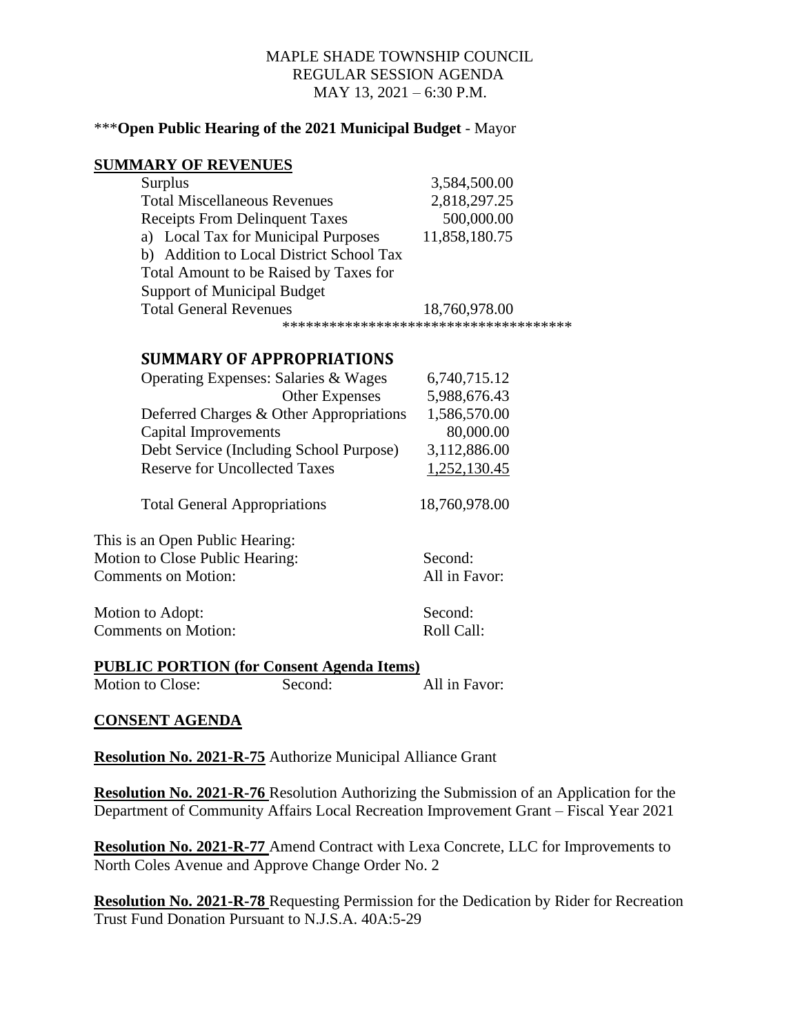MAPLE SHADE TOWNSHIP COUNCIL
REGULAR SESSION AGENDA
MAY 13, 2021 – 6:30 P.M.

***__Open Public Hearing of the 2021 Municipal Budget__ - Mayor

## SUMMARY OF REVENUES

| | |
|---|---|
| Surplus | 3,584,500.00 |
| Total Miscellaneous Revenues | 2,818,297.25 |
| Receipts From Delinquent Taxes | 500,000.00 |
| a) Local Tax for Municipal Purposes | 11,858,180.75 |
| b) Addition to Local District School Tax | |
| Total Amount to be Raised by Taxes for Support of Municipal Budget | |
| Total General Revenues | 18,760,978.00 |

*************************************

## SUMMARY OF APPROPRIATIONS

| | |
|---|---|
| Operating Expenses: Salaries & Wages | 6,740,715.12 |
| Other Expenses | 5,988,676.43 |
| Deferred Charges & Other Appropriations | 1,586,570.00 |
| Capital Improvements | 80,000.00 |
| Debt Service (Including School Purpose) | 3,112,886.00 |
| Reserve for Uncollected Taxes | 1,252,130.45 |
| Total General Appropriations | 18,760,978.00 |

This is an Open Public Hearing:
Motion to Close Public Hearing: Second:
Comments on Motion: All in Favor:

Motion to Adopt: Second:
Comments on Motion: Roll Call:

## PUBLIC PORTION (for Consent Agenda Items)

Motion to Close: Second: All in Favor:

## CONSENT AGENDA

**Resolution No. 2021-R-75** Authorize Municipal Alliance Grant

**Resolution No. 2021-R-76** Resolution Authorizing the Submission of an Application for the Department of Community Affairs Local Recreation Improvement Grant – Fiscal Year 2021

**Resolution No. 2021-R-77** Amend Contract with Lexa Concrete, LLC for Improvements to North Coles Avenue and Approve Change Order No. 2

**Resolution No. 2021-R-78** Requesting Permission for the Dedication by Rider for Recreation Trust Fund Donation Pursuant to N.J.S.A. 40A:5-29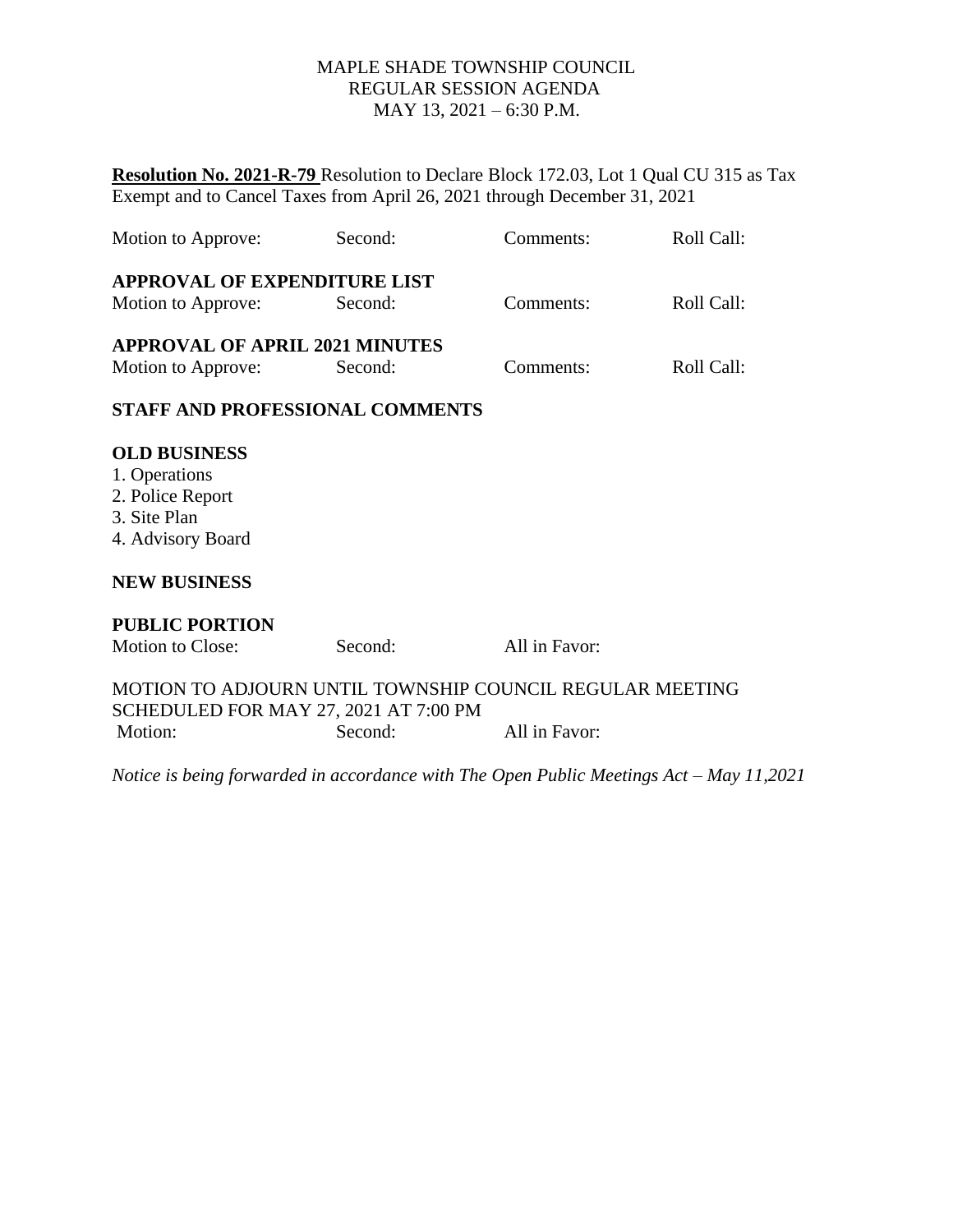MAPLE SHADE TOWNSHIP COUNCIL
REGULAR SESSION AGENDA
MAY 13, 2021 – 6:30 P.M.

**Resolution No. 2021-R-79** Resolution to Declare Block 172.03, Lot 1 Qual CU 315 as Tax Exempt and to Cancel Taxes from April 26, 2021 through December 31, 2021

| | | | |
|---|---|---|---|
| Motion to Approve: | Second: | Comments: | Roll Call: |

**APPROVAL OF EXPENDITURE LIST**

| | | | |
|---|---|---|---|
| Motion to Approve: | Second: | Comments: | Roll Call: |

**APPROVAL OF APRIL 2021 MINUTES**

| | | | |
|---|---|---|---|
| Motion to Approve: | Second: | Comments: | Roll Call: |

**STAFF AND PROFESSIONAL COMMENTS**

**OLD BUSINESS**

1. Operations
2. Police Report
3. Site Plan
4. Advisory Board

**NEW BUSINESS**

**PUBLIC PORTION**

| | | |
|---|---|---|
| Motion to Close: | Second: | All in Favor: |

MOTION TO ADJOURN UNTIL TOWNSHIP COUNCIL REGULAR MEETING SCHEDULED FOR MAY 27, 2021 AT 7:00 PM

| | | |
|---|---|---|
| Motion: | Second: | All in Favor: |

*Notice is being forwarded in accordance with The Open Public Meetings Act – May 11,2021*